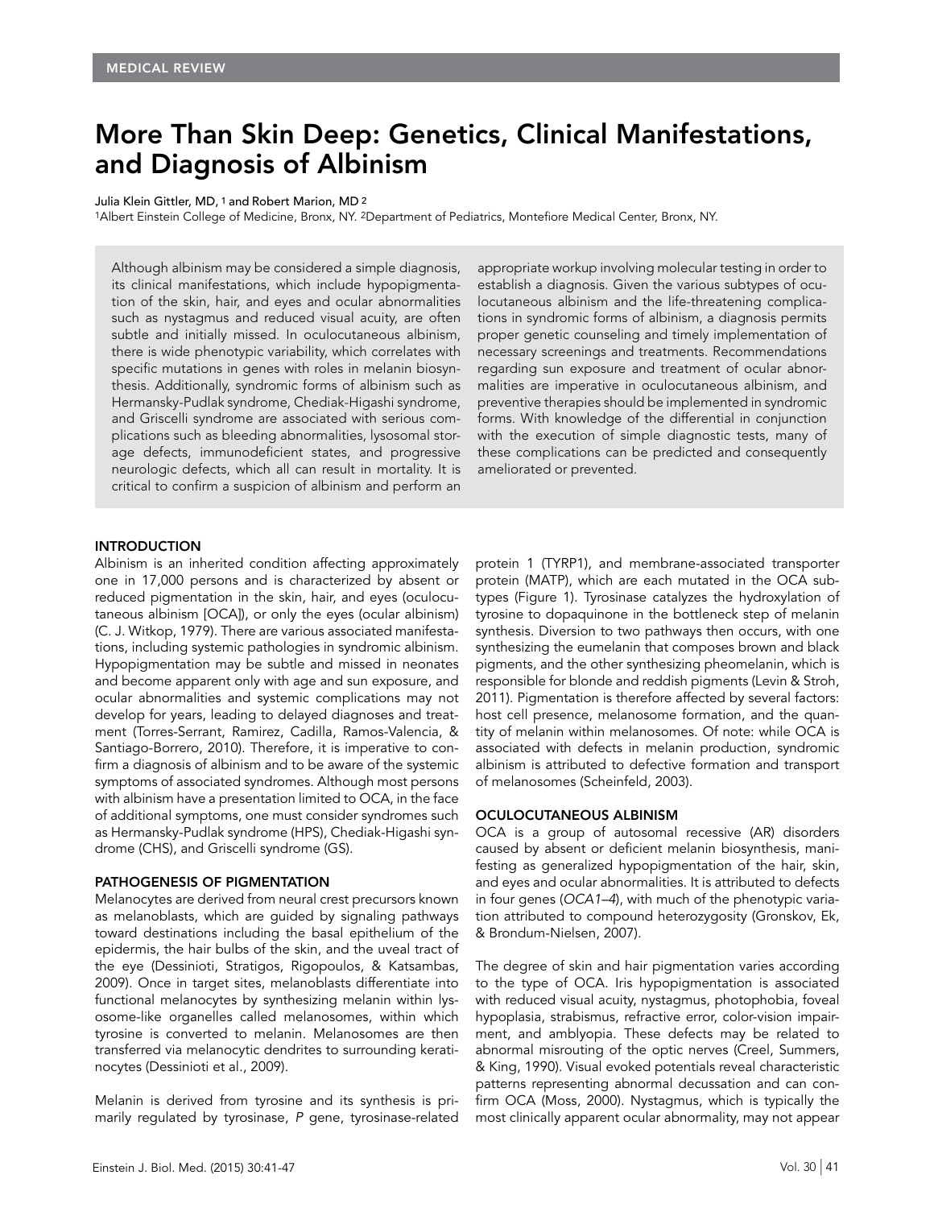MEDICAL REVIEW

# More Than Skin Deep: Genetics, Clinical Manifestations, and Diagnosis of Albinism

Julia Klein Gittler, MD, [1] and Robert Marion, MD [2]

[1]Albert Einstein College of Medicine, Bronx, NY. [2]Department of Pediatrics, Montefiore Medical Center, Bronx, NY.

Although albinism may be considered a simple diagnosis, its clinical manifestations, which include hypopigmentation of the skin, hair, and eyes and ocular abnormalities such as nystagmus and reduced visual acuity, are often subtle and initially missed. In oculocutaneous albinism, there is wide phenotypic variability, which correlates with specific mutations in genes with roles in melanin biosynthesis. Additionally, syndromic forms of albinism such as Hermansky-Pudlak syndrome, Chediak-Higashi syndrome, and Griscelli syndrome are associated with serious complications such as bleeding abnormalities, lysosomal storage defects, immunodeficient states, and progressive neurologic defects, which all can result in mortality. It is critical to confirm a suspicion of albinism and perform an appropriate workup involving molecular testing in order to establish a diagnosis. Given the various subtypes of oculocutaneous albinism and the life-threatening complications in syndromic forms of albinism, a diagnosis permits proper genetic counseling and timely implementation of necessary screenings and treatments. Recommendations regarding sun exposure and treatment of ocular abnormalities are imperative in oculocutaneous albinism, and preventive therapies should be implemented in syndromic forms. With knowledge of the differential in conjunction with the execution of simple diagnostic tests, many of these complications can be predicted and consequently ameliorated or prevented.

## INTRODUCTION

Albinism is an inherited condition affecting approximately one in 17,000 persons and is characterized by absent or reduced pigmentation in the skin, hair, and eyes (oculocutaneous albinism [OCA]), or only the eyes (ocular albinism) (C. J. Witkop, 1979). There are various associated manifestations, including systemic pathologies in syndromic albinism. Hypopigmentation may be subtle and missed in neonates and become apparent only with age and sun exposure, and ocular abnormalities and systemic complications may not develop for years, leading to delayed diagnoses and treatment (Torres-Serrant, Ramirez, Cadilla, Ramos-Valencia, & Santiago-Borrero, 2010). Therefore, it is imperative to confirm a diagnosis of albinism and to be aware of the systemic symptoms of associated syndromes. Although most persons with albinism have a presentation limited to OCA, in the face of additional symptoms, one must consider syndromes such as Hermansky-Pudlak syndrome (HPS), Chediak-Higashi syndrome (CHS), and Griscelli syndrome (GS).

## PATHOGENESIS OF PIGMENTATION

Melanocytes are derived from neural crest precursors known as melanoblasts, which are guided by signaling pathways toward destinations including the basal epithelium of the epidermis, the hair bulbs of the skin, and the uveal tract of the eye (Dessinioti, Stratigos, Rigopoulos, & Katsambas, 2009). Once in target sites, melanoblasts differentiate into functional melanocytes by synthesizing melanin within lysosome-like organelles called melanosomes, within which tyrosine is converted to melanin. Melanosomes are then transferred via melanocytic dendrites to surrounding keratinocytes (Dessinioti et al., 2009).

Melanin is derived from tyrosine and its synthesis is primarily regulated by tyrosinase, *P* gene, tyrosinase-related protein 1 (TYRP1), and membrane-associated transporter protein (MATP), which are each mutated in the OCA subtypes (Figure 1). Tyrosinase catalyzes the hydroxylation of tyrosine to dopaquinone in the bottleneck step of melanin synthesis. Diversion to two pathways then occurs, with one synthesizing the eumelanin that composes brown and black pigments, and the other synthesizing pheomelanin, which is responsible for blonde and reddish pigments (Levin & Stroh, 2011). Pigmentation is therefore affected by several factors: host cell presence, melanosome formation, and the quantity of melanin within melanosomes. Of note: while OCA is associated with defects in melanin production, syndromic albinism is attributed to defective formation and transport of melanosomes (Scheinfeld, 2003).

## OCULOCUTANEOUS ALBINISM

OCA is a group of autosomal recessive (AR) disorders caused by absent or deficient melanin biosynthesis, manifesting as generalized hypopigmentation of the hair, skin, and eyes and ocular abnormalities. It is attributed to defects in four genes (*OCA1–4*), with much of the phenotypic variation attributed to compound heterozygosity (Gronskov, Ek, & Brondum-Nielsen, 2007).

The degree of skin and hair pigmentation varies according to the type of OCA. Iris hypopigmentation is associated with reduced visual acuity, nystagmus, photophobia, foveal hypoplasia, strabismus, refractive error, color-vision impairment, and amblyopia. These defects may be related to abnormal misrouting of the optic nerves (Creel, Summers, & King, 1990). Visual evoked potentials reveal characteristic patterns representing abnormal decussation and can confirm OCA (Moss, 2000). Nystagmus, which is typically the most clinically apparent ocular abnormality, may not appear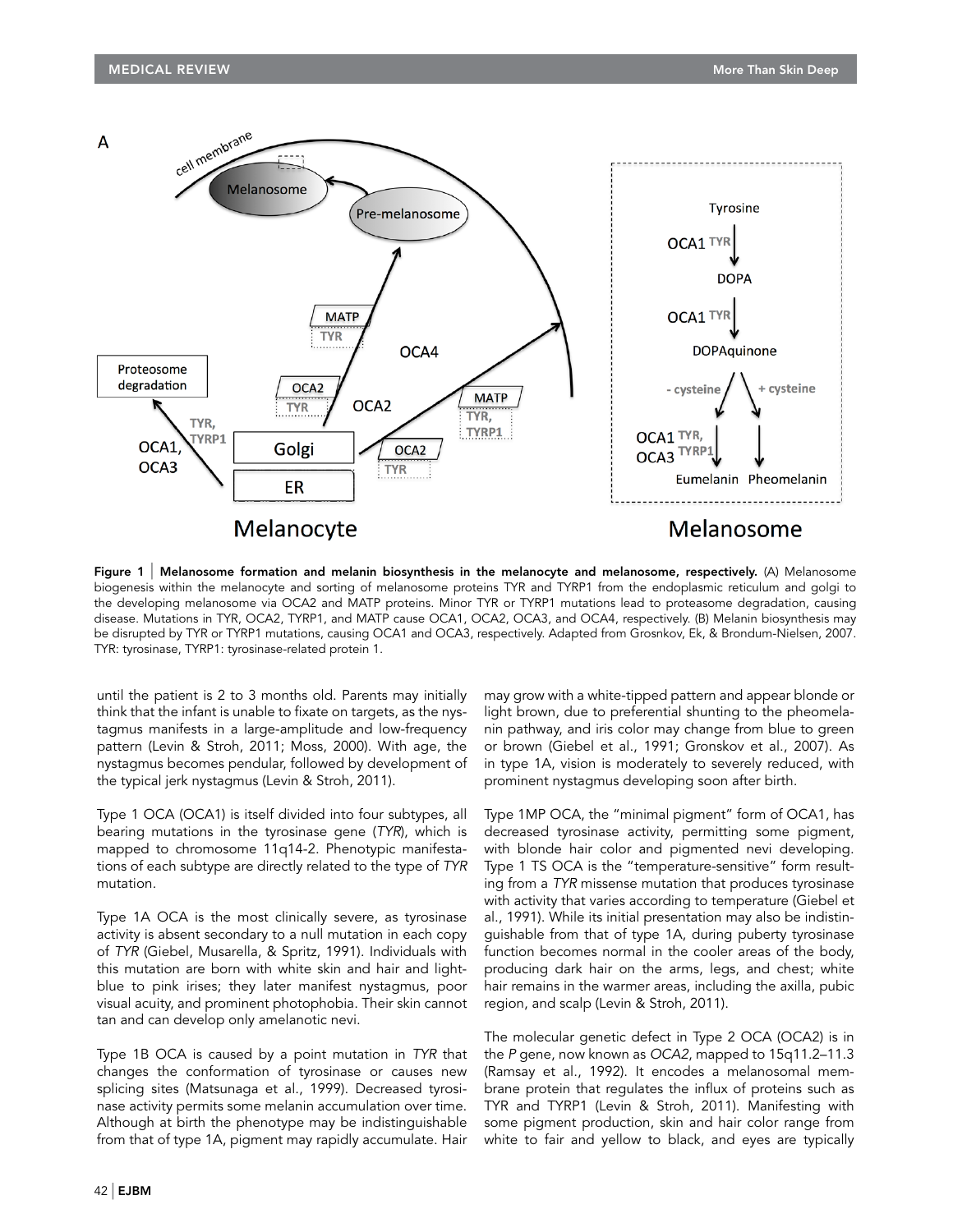Figure 1 | **Melanosome formation and melanin biosynthesis in the melanocyte and melanosome, respectively.** (A) Melanosome biogenesis within the melanocyte and sorting of melanosome proteins TYR and TYRP1 from the endoplasmic reticulum and golgi to the developing melanosome via OCA2 and MATP proteins. Minor TYR or TYRP1 mutations lead to proteasome degradation, causing disease. Mutations in TYR, OCA2, TYRP1, and MATP cause OCA1, OCA2, OCA3, and OCA4, respectively. (B) Melanin biosynthesis may be disrupted by TYR or TYRP1 mutations, causing OCA1 and OCA3, respectively. Adapted from Grosnkov, Ek, & Brondum-Nielsen, 2007. TYR: tyrosinase, TYRP1: tyrosinase-related protein 1.

until the patient is 2 to 3 months old. Parents may initially think that the infant is unable to fixate on targets, as the nystagmus manifests in a large-amplitude and low-frequency pattern (Levin & Stroh, 2011; Moss, 2000). With age, the nystagmus becomes pendular, followed by development of the typical jerk nystagmus (Levin & Stroh, 2011).

Type 1 OCA (OCA1) is itself divided into four subtypes, all bearing mutations in the tyrosinase gene (*TYR*), which is mapped to chromosome 11q14-2. Phenotypic manifestations of each subtype are directly related to the type of *TYR* mutation.

Type 1A OCA is the most clinically severe, as tyrosinase activity is absent secondary to a null mutation in each copy of *TYR* (Giebel, Musarella, & Spritz, 1991). Individuals with this mutation are born with white skin and hair and light-blue to pink irises; they later manifest nystagmus, poor visual acuity, and prominent photophobia. Their skin cannot tan and can develop only amelanotic nevi.

Type 1B OCA is caused by a point mutation in *TYR* that changes the conformation of tyrosinase or causes new splicing sites (Matsunaga et al., 1999). Decreased tyrosinase activity permits some melanin accumulation over time. Although at birth the phenotype may be indistinguishable from that of type 1A, pigment may rapidly accumulate. Hair may grow with a white-tipped pattern and appear blonde or light brown, due to preferential shunting to the pheomelanin pathway, and iris color may change from blue to green or brown (Giebel et al., 1991; Gronskov et al., 2007). As in type 1A, vision is moderately to severely reduced, with prominent nystagmus developing soon after birth.

Type 1MP OCA, the "minimal pigment" form of OCA1, has decreased tyrosinase activity, permitting some pigment, with blonde hair color and pigmented nevi developing. Type 1 TS OCA is the "temperature-sensitive" form resulting from a *TYR* missense mutation that produces tyrosinase with activity that varies according to temperature (Giebel et al., 1991). While its initial presentation may also be indistinguishable from that of type 1A, during puberty tyrosinase function becomes normal in the cooler areas of the body, producing dark hair on the arms, legs, and chest; white hair remains in the warmer areas, including the axilla, pubic region, and scalp (Levin & Stroh, 2011).

The molecular genetic defect in Type 2 OCA (OCA2) is in the *P* gene, now known as *OCA2*, mapped to 15q11.2–11.3 (Ramsay et al., 1992). It encodes a melanosomal membrane protein that regulates the influx of proteins such as TYR and TYRP1 (Levin & Stroh, 2011). Manifesting with some pigment production, skin and hair color range from white to fair and yellow to black, and eyes are typically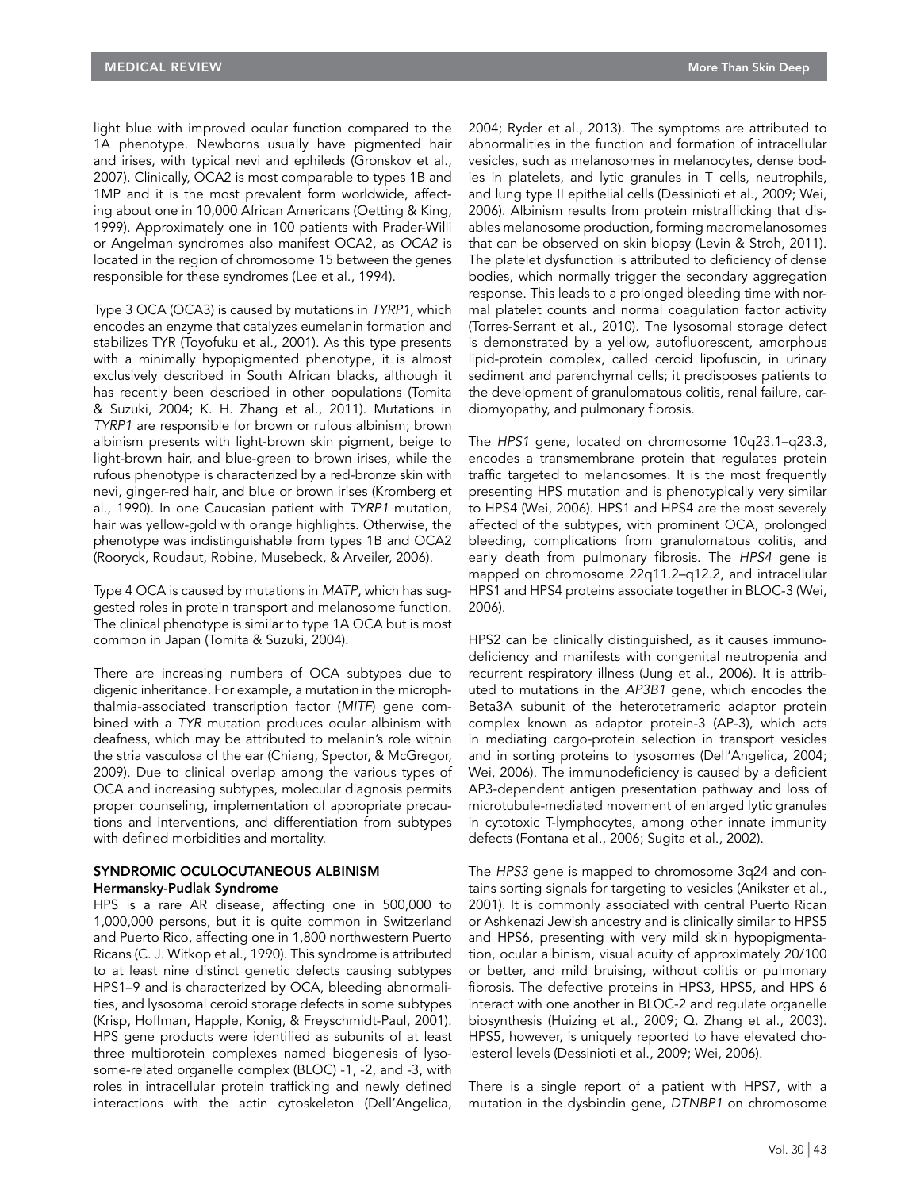light blue with improved ocular function compared to the 1A phenotype. Newborns usually have pigmented hair and irises, with typical nevi and ephileds (Gronskov et al., 2007). Clinically, OCA2 is most comparable to types 1B and 1MP and it is the most prevalent form worldwide, affecting about one in 10,000 African Americans (Oetting & King, 1999). Approximately one in 100 patients with Prader-Willi or Angelman syndromes also manifest OCA2, as *OCA2* is located in the region of chromosome 15 between the genes responsible for these syndromes (Lee et al., 1994).

Type 3 OCA (OCA3) is caused by mutations in *TYRP1*, which encodes an enzyme that catalyzes eumelanin formation and stabilizes TYR (Toyofuku et al., 2001). As this type presents with a minimally hypopigmented phenotype, it is almost exclusively described in South African blacks, although it has recently been described in other populations (Tomita & Suzuki, 2004; K. H. Zhang et al., 2011). Mutations in *TYRP1* are responsible for brown or rufous albinism; brown albinism presents with light-brown skin pigment, beige to light-brown hair, and blue-green to brown irises, while the rufous phenotype is characterized by a red-bronze skin with nevi, ginger-red hair, and blue or brown irises (Kromberg et al., 1990). In one Caucasian patient with *TYRP1* mutation, hair was yellow-gold with orange highlights. Otherwise, the phenotype was indistinguishable from types 1B and OCA2 (Rooryck, Roudaut, Robine, Musebeck, & Arveiler, 2006).

Type 4 OCA is caused by mutations in *MATP*, which has suggested roles in protein transport and melanosome function. The clinical phenotype is similar to type 1A OCA but is most common in Japan (Tomita & Suzuki, 2004).

There are increasing numbers of OCA subtypes due to digenic inheritance. For example, a mutation in the microphthalmia-associated transcription factor (*MITF*) gene combined with a *TYR* mutation produces ocular albinism with deafness, which may be attributed to melanin's role within the stria vasculosa of the ear (Chiang, Spector, & McGregor, 2009). Due to clinical overlap among the various types of OCA and increasing subtypes, molecular diagnosis permits proper counseling, implementation of appropriate precautions and interventions, and differentiation from subtypes with defined morbidities and mortality.

## SYNDROMIC OCULOCUTANEOUS ALBINISM

### Hermansky-Pudlak Syndrome

HPS is a rare AR disease, affecting one in 500,000 to 1,000,000 persons, but it is quite common in Switzerland and Puerto Rico, affecting one in 1,800 northwestern Puerto Ricans (C. J. Witkop et al., 1990). This syndrome is attributed to at least nine distinct genetic defects causing subtypes HPS1–9 and is characterized by OCA, bleeding abnormalities, and lysosomal ceroid storage defects in some subtypes (Krisp, Hoffman, Happle, Konig, & Freyschmidt-Paul, 2001). HPS gene products were identified as subunits of at least three multiprotein complexes named biogenesis of lysosome-related organelle complex (BLOC) -1, -2, and -3, with roles in intracellular protein trafficking and newly defined interactions with the actin cytoskeleton (Dell'Angelica, 2004; Ryder et al., 2013). The symptoms are attributed to abnormalities in the function and formation of intracellular vesicles, such as melanosomes in melanocytes, dense bodies in platelets, and lytic granules in T cells, neutrophils, and lung type II epithelial cells (Dessinioti et al., 2009; Wei, 2006). Albinism results from protein mistrafficking that disables melanosome production, forming macromelanosomes that can be observed on skin biopsy (Levin & Stroh, 2011). The platelet dysfunction is attributed to deficiency of dense bodies, which normally trigger the secondary aggregation response. This leads to a prolonged bleeding time with normal platelet counts and normal coagulation factor activity (Torres-Serrant et al., 2010). The lysosomal storage defect is demonstrated by a yellow, autofluorescent, amorphous lipid-protein complex, called ceroid lipofuscin, in urinary sediment and parenchymal cells; it predisposes patients to the development of granulomatous colitis, renal failure, cardiomyopathy, and pulmonary fibrosis.

The *HPS1* gene, located on chromosome 10q23.1–q23.3, encodes a transmembrane protein that regulates protein traffic targeted to melanosomes. It is the most frequently presenting HPS mutation and is phenotypically very similar to HPS4 (Wei, 2006). HPS1 and HPS4 are the most severely affected of the subtypes, with prominent OCA, prolonged bleeding, complications from granulomatous colitis, and early death from pulmonary fibrosis. The *HPS4* gene is mapped on chromosome 22q11.2–q12.2, and intracellular HPS1 and HPS4 proteins associate together in BLOC-3 (Wei, 2006).

HPS2 can be clinically distinguished, as it causes immunodeficiency and manifests with congenital neutropenia and recurrent respiratory illness (Jung et al., 2006). It is attributed to mutations in the *AP3B1* gene, which encodes the Beta3A subunit of the heterotetrameric adaptor protein complex known as adaptor protein-3 (AP-3), which acts in mediating cargo-protein selection in transport vesicles and in sorting proteins to lysosomes (Dell'Angelica, 2004; Wei, 2006). The immunodeficiency is caused by a deficient AP3-dependent antigen presentation pathway and loss of microtubule-mediated movement of enlarged lytic granules in cytotoxic T-lymphocytes, among other innate immunity defects (Fontana et al., 2006; Sugita et al., 2002).

The *HPS3* gene is mapped to chromosome 3q24 and contains sorting signals for targeting to vesicles (Anikster et al., 2001). It is commonly associated with central Puerto Rican or Ashkenazi Jewish ancestry and is clinically similar to HPS5 and HPS6, presenting with very mild skin hypopigmentation, ocular albinism, visual acuity of approximately 20/100 or better, and mild bruising, without colitis or pulmonary fibrosis. The defective proteins in HPS3, HPS5, and HPS 6 interact with one another in BLOC-2 and regulate organelle biosynthesis (Huizing et al., 2009; Q. Zhang et al., 2003). HPS5, however, is uniquely reported to have elevated cholesterol levels (Dessinioti et al., 2009; Wei, 2006).

There is a single report of a patient with HPS7, with a mutation in the dysbindin gene, *DTNBP1* on chromosome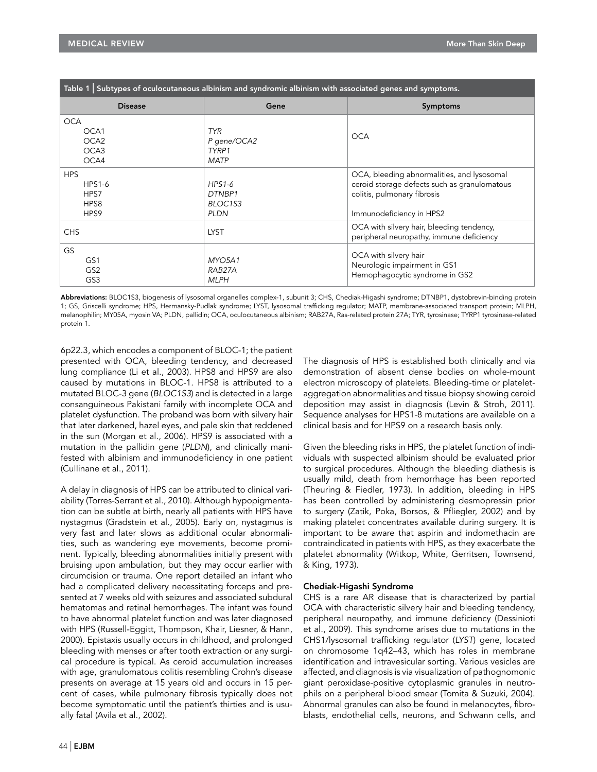Table 1 | Subtypes of oculocutaneous albinism and syndromic albinism with associated genes and symptoms.

| Disease | Gene | Symptoms |
|---|---|---|
| OCA<br>OCA1<br>OCA2<br>OCA3<br>OCA4 | <br>*TYR*<br>*P gene/OCA2*<br>*TYRP1*<br>*MATP* | OCA |
| HPS<br>HPS1-6<br>HPS7<br>HPS8<br>HPS9 | <br>*HPS1-6*<br>*DTNBP1*<br>*BLOC1S3*<br>*PLDN* | OCA, bleeding abnormalities, and lysosomal ceroid storage defects such as granulomatous colitis, pulmonary fibrosis<br><br>Immunodeficiency in HPS2 |
| CHS | LYST | OCA with silvery hair, bleeding tendency, peripheral neuropathy, immune deficiency |
| GS<br>GS1<br>GS2<br>GS3 | <br>*MYO5A1*<br>*RAB27A*<br>*MLPH* | OCA with silvery hair<br>Neurologic impairment in GS1<br>Hemophagocytic syndrome in GS2 |

**Abbreviations:** BLOC1S3, biogenesis of lysosomal organelles complex-1, subunit 3; CHS, Chediak-Higashi syndrome; DTNBP1, dystobrevin-binding protein 1; GS, Griscelli syndrome; HPS, Hermansky-Pudlak syndrome; LYST, lysosomal trafficking regulator; MATP, membrane-associated transport protein; MLPH, melanophilin; MY05A, myosin VA; PLDN, pallidin; OCA, oculocutaneous albinism; RAB27A, Ras-related protein 27A; TYR, tyrosinase; TYRP1 tyrosinase-related protein 1.

6p22.3, which encodes a component of BLOC-1; the patient presented with OCA, bleeding tendency, and decreased lung compliance (Li et al., 2003). HPS8 and HPS9 are also caused by mutations in BLOC-1. HPS8 is attributed to a mutated BLOC-3 gene (*BLOC1S3*) and is detected in a large consanguineous Pakistani family with incomplete OCA and platelet dysfunction. The proband was born with silvery hair that later darkened, hazel eyes, and pale skin that reddened in the sun (Morgan et al., 2006). HPS9 is associated with a mutation in the pallidin gene (*PLDN*), and clinically manifested with albinism and immunodeficiency in one patient (Cullinane et al., 2011).

A delay in diagnosis of HPS can be attributed to clinical variability (Torres-Serrant et al., 2010). Although hypopigmentation can be subtle at birth, nearly all patients with HPS have nystagmus (Gradstein et al., 2005). Early on, nystagmus is very fast and later slows as additional ocular abnormalities, such as wandering eye movements, become prominent. Typically, bleeding abnormalities initially present with bruising upon ambulation, but they may occur earlier with circumcision or trauma. One report detailed an infant who had a complicated delivery necessitating forceps and presented at 7 weeks old with seizures and associated subdural hematomas and retinal hemorrhages. The infant was found to have abnormal platelet function and was later diagnosed with HPS (Russell-Eggitt, Thompson, Khair, Liesner, & Hann, 2000). Epistaxis usually occurs in childhood, and prolonged bleeding with menses or after tooth extraction or any surgical procedure is typical. As ceroid accumulation increases with age, granulomatous colitis resembling Crohn's disease presents on average at 15 years old and occurs in 15 percent of cases, while pulmonary fibrosis typically does not become symptomatic until the patient's thirties and is usually fatal (Avila et al., 2002).

The diagnosis of HPS is established both clinically and via demonstration of absent dense bodies on whole-mount electron microscopy of platelets. Bleeding-time or platelet-aggregation abnormalities and tissue biopsy showing ceroid deposition may assist in diagnosis (Levin & Stroh, 2011). Sequence analyses for HPS1-8 mutations are available on a clinical basis and for HPS9 on a research basis only.

Given the bleeding risks in HPS, the platelet function of individuals with suspected albinism should be evaluated prior to surgical procedures. Although the bleeding diathesis is usually mild, death from hemorrhage has been reported (Theuring & Fiedler, 1973). In addition, bleeding in HPS has been controlled by administering desmopressin prior to surgery (Zatik, Poka, Borsos, & Pfliegler, 2002) and by making platelet concentrates available during surgery. It is important to be aware that aspirin and indomethacin are contraindicated in patients with HPS, as they exacerbate the platelet abnormality (Witkop, White, Gerritsen, Townsend, & King, 1973).

### Chediak-Higashi Syndrome

CHS is a rare AR disease that is characterized by partial OCA with characteristic silvery hair and bleeding tendency, peripheral neuropathy, and immune deficiency (Dessinioti et al., 2009). This syndrome arises due to mutations in the CHS1/lysosomal trafficking regulator (*LYST*) gene, located on chromosome 1q42–43, which has roles in membrane identification and intravesicular sorting. Various vesicles are affected, and diagnosis is via visualization of pathognomonic giant peroxidase-positive cytoplasmic granules in neutrophils on a peripheral blood smear (Tomita & Suzuki, 2004). Abnormal granules can also be found in melanocytes, fibroblasts, endothelial cells, neurons, and Schwann cells, and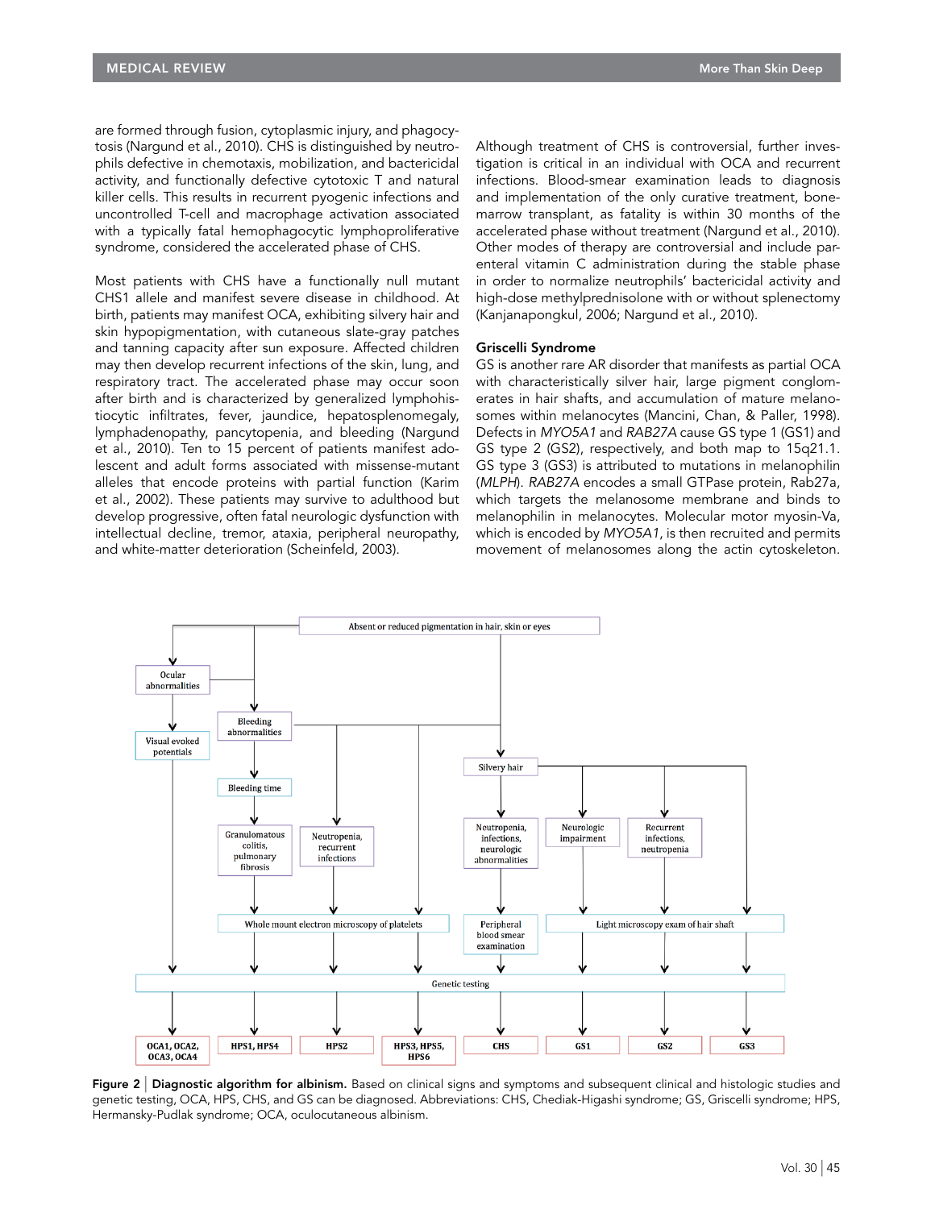are formed through fusion, cytoplasmic injury, and phagocytosis (Nargund et al., 2010). CHS is distinguished by neutrophils defective in chemotaxis, mobilization, and bactericidal activity, and functionally defective cytotoxic T and natural killer cells. This results in recurrent pyogenic infections and uncontrolled T-cell and macrophage activation associated with a typically fatal hemophagocytic lymphoproliferative syndrome, considered the accelerated phase of CHS.

Most patients with CHS have a functionally null mutant CHS1 allele and manifest severe disease in childhood. At birth, patients may manifest OCA, exhibiting silvery hair and skin hypopigmentation, with cutaneous slate-gray patches and tanning capacity after sun exposure. Affected children may then develop recurrent infections of the skin, lung, and respiratory tract. The accelerated phase may occur soon after birth and is characterized by generalized lymphohistiocytic infiltrates, fever, jaundice, hepatosplenomegaly, lymphadenopathy, pancytopenia, and bleeding (Nargund et al., 2010). Ten to 15 percent of patients manifest adolescent and adult forms associated with missense-mutant alleles that encode proteins with partial function (Karim et al., 2002). These patients may survive to adulthood but develop progressive, often fatal neurologic dysfunction with intellectual decline, tremor, ataxia, peripheral neuropathy, and white-matter deterioration (Scheinfeld, 2003).

Although treatment of CHS is controversial, further investigation is critical in an individual with OCA and recurrent infections. Blood-smear examination leads to diagnosis and implementation of the only curative treatment, bone-marrow transplant, as fatality is within 30 months of the accelerated phase without treatment (Nargund et al., 2010). Other modes of therapy are controversial and include parenteral vitamin C administration during the stable phase in order to normalize neutrophils' bactericidal activity and high-dose methylprednisolone with or without splenectomy (Kanjanapongkul, 2006; Nargund et al., 2010).

### Griscelli Syndrome

GS is another rare AR disorder that manifests as partial OCA with characteristically silver hair, large pigment conglomerates in hair shafts, and accumulation of mature melanosomes within melanocytes (Mancini, Chan, & Paller, 1998). Defects in *MYO5A1* and *RAB27A* cause GS type 1 (GS1) and GS type 2 (GS2), respectively, and both map to 15q21.1. GS type 3 (GS3) is attributed to mutations in melanophilin (*MLPH*). *RAB27A* encodes a small GTPase protein, Rab27a, which targets the melanosome membrane and binds to melanophilin in melanocytes. Molecular motor myosin-Va, which is encoded by *MYO5A1*, is then recruited and permits movement of melanosomes along the actin cytoskeleton.

**Figure 2** | **Diagnostic algorithm for albinism.** Based on clinical signs and symptoms and subsequent clinical and histologic studies and genetic testing, OCA, HPS, CHS, and GS can be diagnosed. Abbreviations: CHS, Chediak-Higashi syndrome; GS, Griscelli syndrome; HPS, Hermansky-Pudlak syndrome; OCA, oculocutaneous albinism.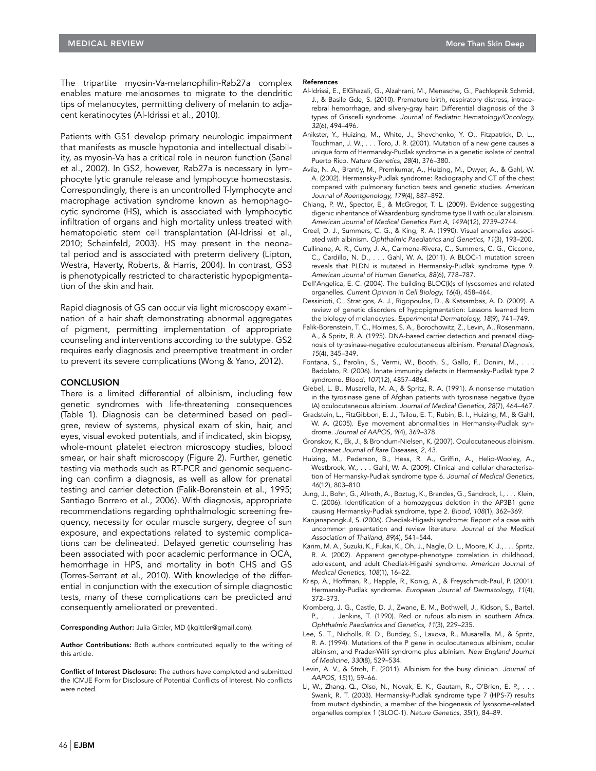The tripartite myosin-Va-melanophilin-Rab27a complex enables mature melanosomes to migrate to the dendritic tips of melanocytes, permitting delivery of melanin to adjacent keratinocytes (Al-Idrissi et al., 2010).

Patients with GS1 develop primary neurologic impairment that manifests as muscle hypotonia and intellectual disability, as myosin-Va has a critical role in neuron function (Sanal et al., 2002). In GS2, however, Rab27a is necessary in lymphocyte lytic granule release and lymphocyte homeostasis. Correspondingly, there is an uncontrolled T-lymphocyte and macrophage activation syndrome known as hemophagocytic syndrome (HS), which is associated with lymphocytic infiltration of organs and high mortality unless treated with hematopoietic stem cell transplantation (Al-Idrissi et al., 2010; Scheinfeld, 2003). HS may present in the neonatal period and is associated with preterm delivery (Lipton, Westra, Haverty, Roberts, & Harris, 2004). In contrast, GS3 is phenotypically restricted to characteristic hypopigmentation of the skin and hair.

Rapid diagnosis of GS can occur via light microscopy examination of a hair shaft demonstrating abnormal aggregates of pigment, permitting implementation of appropriate counseling and interventions according to the subtype. GS2 requires early diagnosis and preemptive treatment in order to prevent its severe complications (Wong & Yano, 2012).

## CONCLUSION

There is a limited differential of albinism, including few genetic syndromes with life-threatening consequences (Table 1). Diagnosis can be determined based on pedigree, review of systems, physical exam of skin, hair, and eyes, visual evoked potentials, and if indicated, skin biopsy, whole-mount platelet electron microscopy studies, blood smear, or hair shaft microscopy (Figure 2). Further, genetic testing via methods such as RT-PCR and genomic sequencing can confirm a diagnosis, as well as allow for prenatal testing and carrier detection (Falik-Borenstein et al., 1995; Santiago Borrero et al., 2006). With diagnosis, appropriate recommendations regarding ophthalmologic screening frequency, necessity for ocular muscle surgery, degree of sun exposure, and expectations related to systemic complications can be delineated. Delayed genetic counseling has been associated with poor academic performance in OCA, hemorrhage in HPS, and mortality in both CHS and GS (Torres-Serrant et al., 2010). With knowledge of the differential in conjunction with the execution of simple diagnostic tests, many of these complications can be predicted and consequently ameliorated or prevented.

**Corresponding Author:** Julia Gittler, MD (jkgittler@gmail.com).

**Author Contributions:** Both authors contributed equally to the writing of this article.

**Conflict of Interest Disclosure:** The authors have completed and submitted the ICMJE Form for Disclosure of Potential Conflicts of Interest. No conflicts were noted.

### References

Al-Idrissi, E., ElGhazali, G., Alzahrani, M., Menasche, G., Pachlopnik Schmid, J., & Basile Gde, S. (2010). Premature birth, respiratory distress, intracerebral hemorrhage, and silvery-gray hair: Differential diagnosis of the 3 types of Griscelli syndrome. *Journal of Pediatric Hematology/Oncology, 32*(6), 494–496.

Anikster, Y., Huizing, M., White, J., Shevchenko, Y. O., Fitzpatrick, D. L., Touchman, J. W., . . . Toro, J. R. (2001). Mutation of a new gene causes a unique form of Hermansky-Pudlak syndrome in a genetic isolate of central Puerto Rico. *Nature Genetics, 28*(4), 376–380.

Avila, N. A., Brantly, M., Premkumar, A., Huizing, M., Dwyer, A., & Gahl, W. A. (2002). Hermansky-Pudlak syndrome: Radiography and CT of the chest compared with pulmonary function tests and genetic studies. *American Journal of Roentgenology, 179*(4), 887–892.

Chiang, P. W., Spector, E., & McGregor, T. L. (2009). Evidence suggesting digenic inheritance of Waardenburg syndrome type II with ocular albinism. *American Journal of Medical Genetics Part A, 149A*(12), 2739–2744.

Creel, D. J., Summers, C. G., & King, R. A. (1990). Visual anomalies associated with albinism. *Ophthalmic Paediatrics and Genetics, 11*(3), 193–200.

Cullinane, A. R., Curry, J. A., Carmona-Rivera, C., Summers, C. G., Ciccone, C., Cardillo, N. D., . . . Gahl, W. A. (2011). A BLOC-1 mutation screen reveals that PLDN is mutated in Hermansky-Pudlak syndrome type 9. *American Journal of Human Genetics, 88*(6), 778–787.

Dell'Angelica, E. C. (2004). The building BLOC(k)s of lysosomes and related organelles. *Current Opinion in Cell Biology, 16*(4), 458–464.

Dessinioti, C., Stratigos, A. J., Rigopoulos, D., & Katsambas, A. D. (2009). A review of genetic disorders of hypopigmentation: Lessons learned from the biology of melanocytes. *Experimental Dermatology, 18*(9), 741–749.

Falik-Borenstein, T. C., Holmes, S. A., Borochowitz, Z., Levin, A., Rosenmann, A., & Spritz, R. A. (1995). DNA-based carrier detection and prenatal diagnosis of tyrosinase-negative oculocutaneous albinism. *Prenatal Diagnosis, 15*(4), 345–349.

Fontana, S., Parolini, S., Vermi, W., Booth, S., Gallo, F., Donini, M., . . . Badolato, R. (2006). Innate immunity defects in Hermansky-Pudlak type 2 syndrome. *Blood, 107*(12), 4857–4864.

Giebel, L. B., Musarella, M. A., & Spritz, R. A. (1991). A nonsense mutation in the tyrosinase gene of Afghan patients with tyrosinase negative (type IA) oculocutaneous albinism. *Journal of Medical Genetics, 28*(7), 464–467.

Gradstein, L., FitzGibbon, E. J., Tsilou, E. T., Rubin, B. I., Huizing, M., & Gahl, W. A. (2005). Eye movement abnormalities in Hermansky-Pudlak syndrome. *Journal of AAPOS, 9*(4), 369–378.

Gronskov, K., Ek, J., & Brondum-Nielsen, K. (2007). Oculocutaneous albinism. *Orphanet Journal of Rare Diseases, 2*, 43.

Huizing, M., Pederson, B., Hess, R. A., Griffin, A., Helip-Wooley, A., Westbroek, W., . . . Gahl, W. A. (2009). Clinical and cellular characterisation of Hermansky-Pudlak syndrome type 6. *Journal of Medical Genetics, 46*(12), 803–810.

Jung, J., Bohn, G., Allroth, A., Boztug, K., Brandes, G., Sandrock, I., . . . Klein, C. (2006). Identification of a homozygous deletion in the AP3B1 gene causing Hermansky-Pudlak syndrome, type 2. *Blood, 108*(1), 362–369.

Kanjanapongkul, S. (2006). Chediak-Higashi syndrome: Report of a case with uncommon presentation and review literature. *Journal of the Medical Association of Thailand, 89*(4), 541–544.

Karim, M. A., Suzuki, K., Fukai, K., Oh, J., Nagle, D. L., Moore, K. J., . . . Spritz, R. A. (2002). Apparent genotype-phenotype correlation in childhood, adolescent, and adult Chediak-Higashi syndrome. *American Journal of Medical Genetics, 108*(1), 16–22.

Krisp, A., Hoffman, R., Happle, R., Konig, A., & Freyschmidt-Paul, P. (2001). Hermansky-Pudlak syndrome. *European Journal of Dermatology, 11*(4), 372–373.

Kromberg, J. G., Castle, D. J., Zwane, E. M., Bothwell, J., Kidson, S., Bartel, P., . . . Jenkins, T. (1990). Red or rufous albinism in southern Africa. *Ophthalmic Paediatrics and Genetics, 11*(3), 229–235.

Lee, S. T., Nicholls, R. D., Bundey, S., Laxova, R., Musarella, M., & Spritz, R. A. (1994). Mutations of the P gene in oculocutaneous albinism, ocular albinism, and Prader-Willi syndrome plus albinism. *New England Journal of Medicine, 330*(8), 529–534.

Levin, A. V., & Stroh, E. (2011). Albinism for the busy clinician. *Journal of AAPOS, 15*(1), 59–66.

Li, W., Zhang, Q., Oiso, N., Novak, E. K., Gautam, R., O'Brien, E. P., . . . Swank, R. T. (2003). Hermansky-Pudlak syndrome type 7 (HPS-7) results from mutant dysbindin, a member of the biogenesis of lysosome-related organelles complex 1 (BLOC-1). *Nature Genetics, 35*(1), 84–89.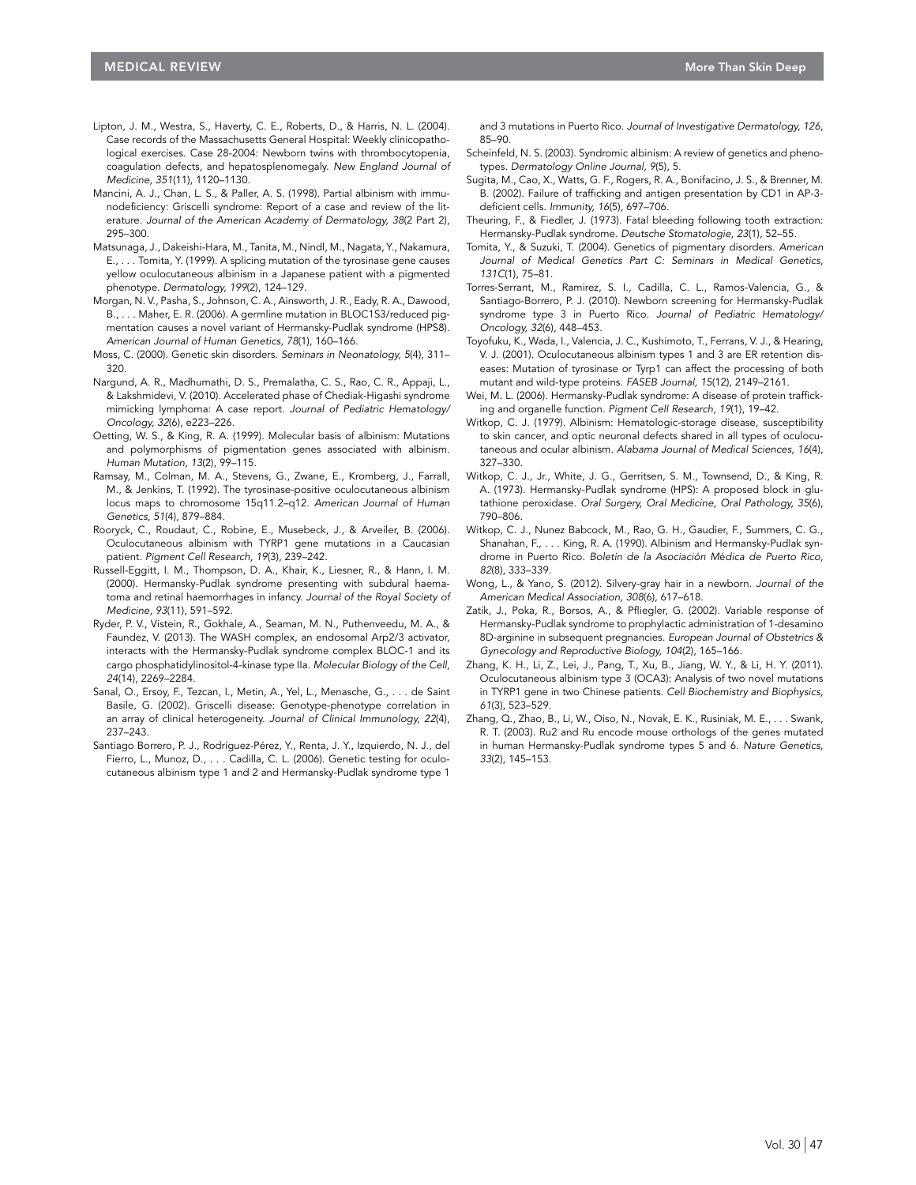Lipton, J. M., Westra, S., Haverty, C. E., Roberts, D., & Harris, N. L. (2004). Case records of the Massachusetts General Hospital: Weekly clinicopathological exercises. Case 28-2004: Newborn twins with thrombocytopenia, coagulation defects, and hepatosplenomegaly. *New England Journal of Medicine, 351*(11), 1120–1130.

Mancini, A. J., Chan, L. S., & Paller, A. S. (1998). Partial albinism with immunodeficiency: Griscelli syndrome: Report of a case and review of the literature. *Journal of the American Academy of Dermatology, 38*(2 Part 2), 295–300.

Matsunaga, J., Dakeishi-Hara, M., Tanita, M., Nindl, M., Nagata, Y., Nakamura, E., . . . Tomita, Y. (1999). A splicing mutation of the tyrosinase gene causes yellow oculocutaneous albinism in a Japanese patient with a pigmented phenotype. *Dermatology, 199*(2), 124–129.

Morgan, N. V., Pasha, S., Johnson, C. A., Ainsworth, J. R., Eady, R. A., Dawood, B., . . . Maher, E. R. (2006). A germline mutation in BLOC1S3/reduced pigmentation causes a novel variant of Hermansky-Pudlak syndrome (HPS8). *American Journal of Human Genetics, 78*(1), 160–166.

Moss, C. (2000). Genetic skin disorders. *Seminars in Neonatology, 5*(4), 311–320.

Nargund, A. R., Madhumathi, D. S., Premalatha, C. S., Rao, C. R., Appaji, L., & Lakshmidevi, V. (2010). Accelerated phase of Chediak-Higashi syndrome mimicking lymphoma: A case report. *Journal of Pediatric Hematology/Oncology, 32*(6), e223–226.

Oetting, W. S., & King, R. A. (1999). Molecular basis of albinism: Mutations and polymorphisms of pigmentation genes associated with albinism. *Human Mutation, 13*(2), 99–115.

Ramsay, M., Colman, M. A., Stevens, G., Zwane, E., Kromberg, J., Farrall, M., & Jenkins, T. (1992). The tyrosinase-positive oculocutaneous albinism locus maps to chromosome 15q11.2–q12. *American Journal of Human Genetics, 51*(4), 879–884.

Rooryck, C., Roudaut, C., Robine, E., Musebeck, J., & Arveiler, B. (2006). Oculocutaneous albinism with TYRP1 gene mutations in a Caucasian patient. *Pigment Cell Research, 19*(3), 239–242.

Russell-Eggitt, I. M., Thompson, D. A., Khair, K., Liesner, R., & Hann, I. M. (2000). Hermansky-Pudlak syndrome presenting with subdural haematoma and retinal haemorrhages in infancy. *Journal of the Royal Society of Medicine, 93*(11), 591–592.

Ryder, P. V., Vistein, R., Gokhale, A., Seaman, M. N., Puthenveedu, M. A., & Faundez, V. (2013). The WASH complex, an endosomal Arp2/3 activator, interacts with the Hermansky-Pudlak syndrome complex BLOC-1 and its cargo phosphatidylinositol-4-kinase type IIa. *Molecular Biology of the Cell, 24*(14), 2269–2284.

Sanal, O., Ersoy, F., Tezcan, I., Metin, A., Yel, L., Menasche, G., . . . de Saint Basile, G. (2002). Griscelli disease: Genotype-phenotype correlation in an array of clinical heterogeneity. *Journal of Clinical Immunology, 22*(4), 237–243.

Santiago Borrero, P. J., Rodríguez-Pérez, Y., Renta, J. Y., Izquierdo, N. J., del Fierro, L., Munoz, D., . . . Cadilla, C. L. (2006). Genetic testing for oculocutaneous albinism type 1 and 2 and Hermansky-Pudlak syndrome type 1 and 3 mutations in Puerto Rico. *Journal of Investigative Dermatology, 126*, 85–90.

Scheinfeld, N. S. (2003). Syndromic albinism: A review of genetics and phenotypes. *Dermatology Online Journal, 9*(5), 5.

Sugita, M., Cao, X., Watts, G. F., Rogers, R. A., Bonifacino, J. S., & Brenner, M. B. (2002). Failure of trafficking and antigen presentation by CD1 in AP-3-deficient cells. *Immunity, 16*(5), 697–706.

Theuring, F., & Fiedler, J. (1973). Fatal bleeding following tooth extraction: Hermansky-Pudlak syndrome. *Deutsche Stomatologie, 23*(1), 52–55.

Tomita, Y., & Suzuki, T. (2004). Genetics of pigmentary disorders. *American Journal of Medical Genetics Part C: Seminars in Medical Genetics, 131C*(1), 75–81.

Torres-Serrant, M., Ramirez, S. I., Cadilla, C. L., Ramos-Valencia, G., & Santiago-Borrero, P. J. (2010). Newborn screening for Hermansky-Pudlak syndrome type 3 in Puerto Rico. *Journal of Pediatric Hematology/Oncology, 32*(6), 448–453.

Toyofuku, K., Wada, I., Valencia, J. C., Kushimoto, T., Ferrans, V. J., & Hearing, V. J. (2001). Oculocutaneous albinism types 1 and 3 are ER retention diseases: Mutation of tyrosinase or Tyrp1 can affect the processing of both mutant and wild-type proteins. *FASEB Journal, 15*(12), 2149–2161.

Wei, M. L. (2006). Hermansky-Pudlak syndrome: A disease of protein trafficking and organelle function. *Pigment Cell Research, 19*(1), 19–42.

Witkop, C. J. (1979). Albinism: Hematologic-storage disease, susceptibility to skin cancer, and optic neuronal defects shared in all types of oculocutaneous and ocular albinism. *Alabama Journal of Medical Sciences, 16*(4), 327–330.

Witkop, C. J., Jr., White, J. G., Gerritsen, S. M., Townsend, D., & King, R. A. (1973). Hermansky-Pudlak syndrome (HPS): A proposed block in glutathione peroxidase. *Oral Surgery, Oral Medicine, Oral Pathology, 35*(6), 790–806.

Witkop, C. J., Nunez Babcock, M., Rao, G. H., Gaudier, F., Summers, C. G., Shanahan, F., . . . King, R. A. (1990). Albinism and Hermansky-Pudlak syndrome in Puerto Rico. *Boletin de la Asociación Médica de Puerto Rico, 82*(8), 333–339.

Wong, L., & Yano, S. (2012). Silvery-gray hair in a newborn. *Journal of the American Medical Association, 308*(6), 617–618.

Zatik, J., Poka, R., Borsos, A., & Pfliegler, G. (2002). Variable response of Hermansky-Pudlak syndrome to prophylactic administration of 1-desamino 8D-arginine in subsequent pregnancies. *European Journal of Obstetrics & Gynecology and Reproductive Biology, 104*(2), 165–166.

Zhang, K. H., Li, Z., Lei, J., Pang, T., Xu, B., Jiang, W. Y., & Li, H. Y. (2011). Oculocutaneous albinism type 3 (OCA3): Analysis of two novel mutations in TYRP1 gene in two Chinese patients. *Cell Biochemistry and Biophysics, 61*(3), 523–529.

Zhang, Q., Zhao, B., Li, W., Oiso, N., Novak, E. K., Rusiniak, M. E., . . . Swank, R. T. (2003). Ru2 and Ru encode mouse orthologs of the genes mutated in human Hermansky-Pudlak syndrome types 5 and 6. *Nature Genetics, 33*(2), 145–153.